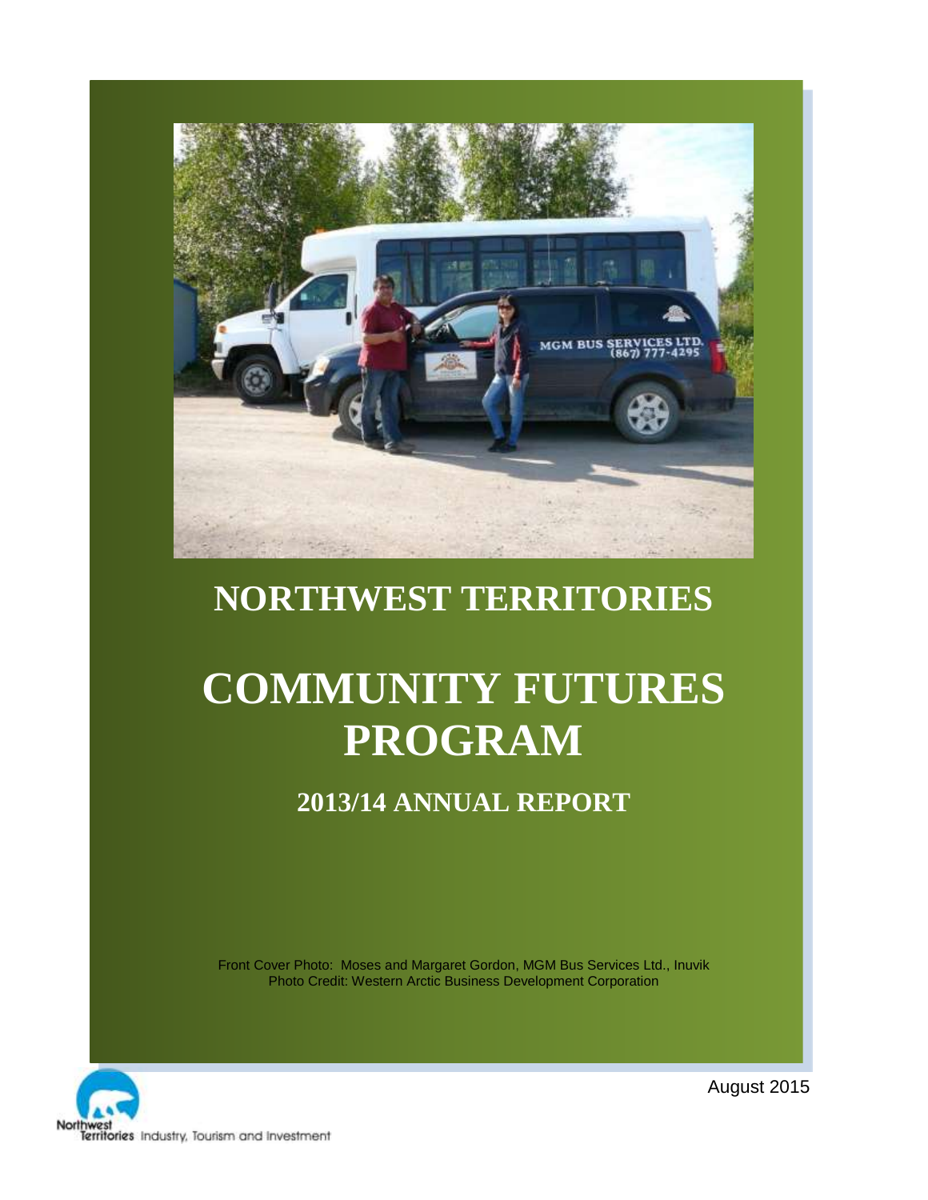# NORTHWEST TERRITORIES

# COMMUNITY FUTURES PROGRAM

## 2013/14 ANNUAL REPORT

Front Cover Photo: Moses and Margaret Gordon, MGM Bus Services Ltd., Inuvik
Photo Credit: Western Arctic Business Development Corporation

August 2015

Northwest Territories Industry, Tourism and Investment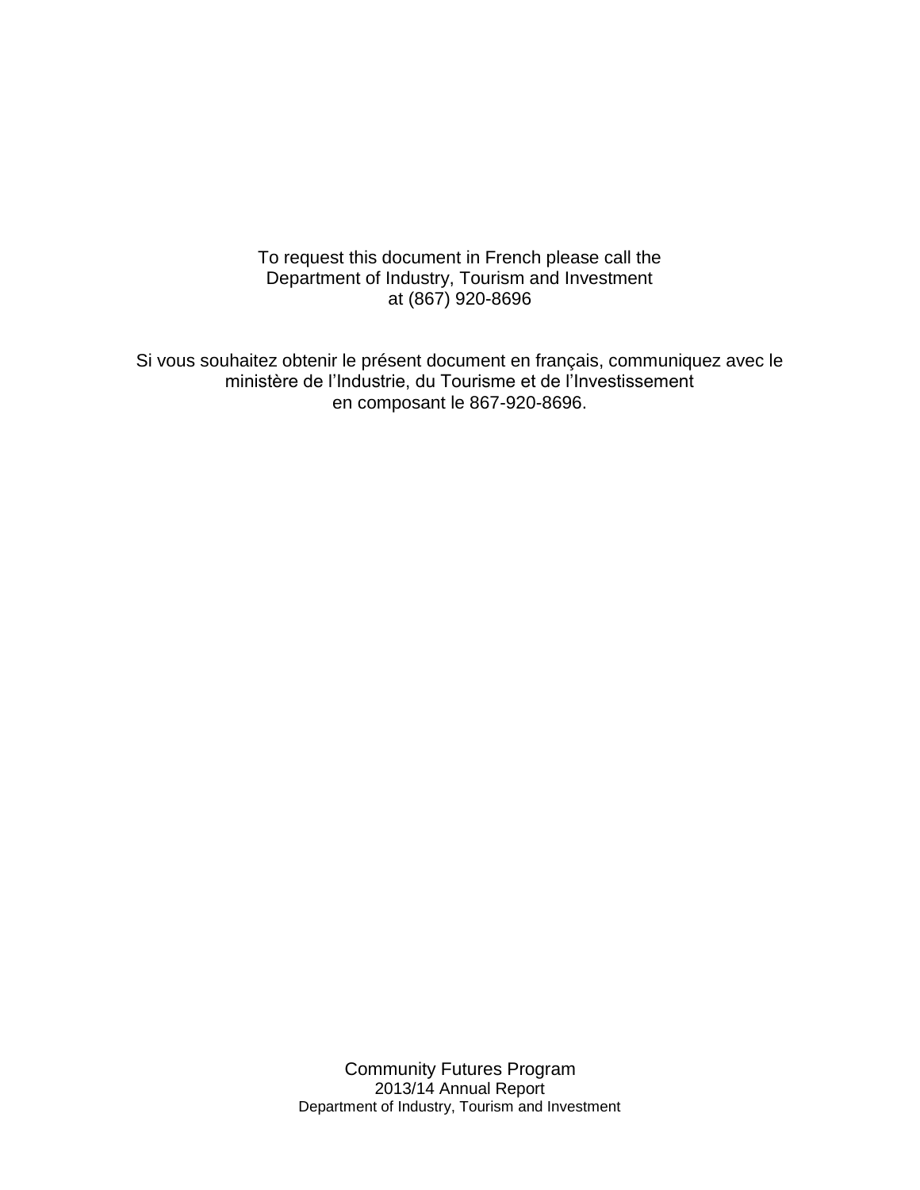To request this document in French please call the
Department of Industry, Tourism and Investment
at (867) 920-8696

Si vous souhaitez obtenir le présent document en français, communiquez avec le
ministère de l'Industrie, du Tourisme et de l'Investissement
en composant le 867-920-8696.

Community Futures Program
2013/14 Annual Report
Department of Industry, Tourism and Investment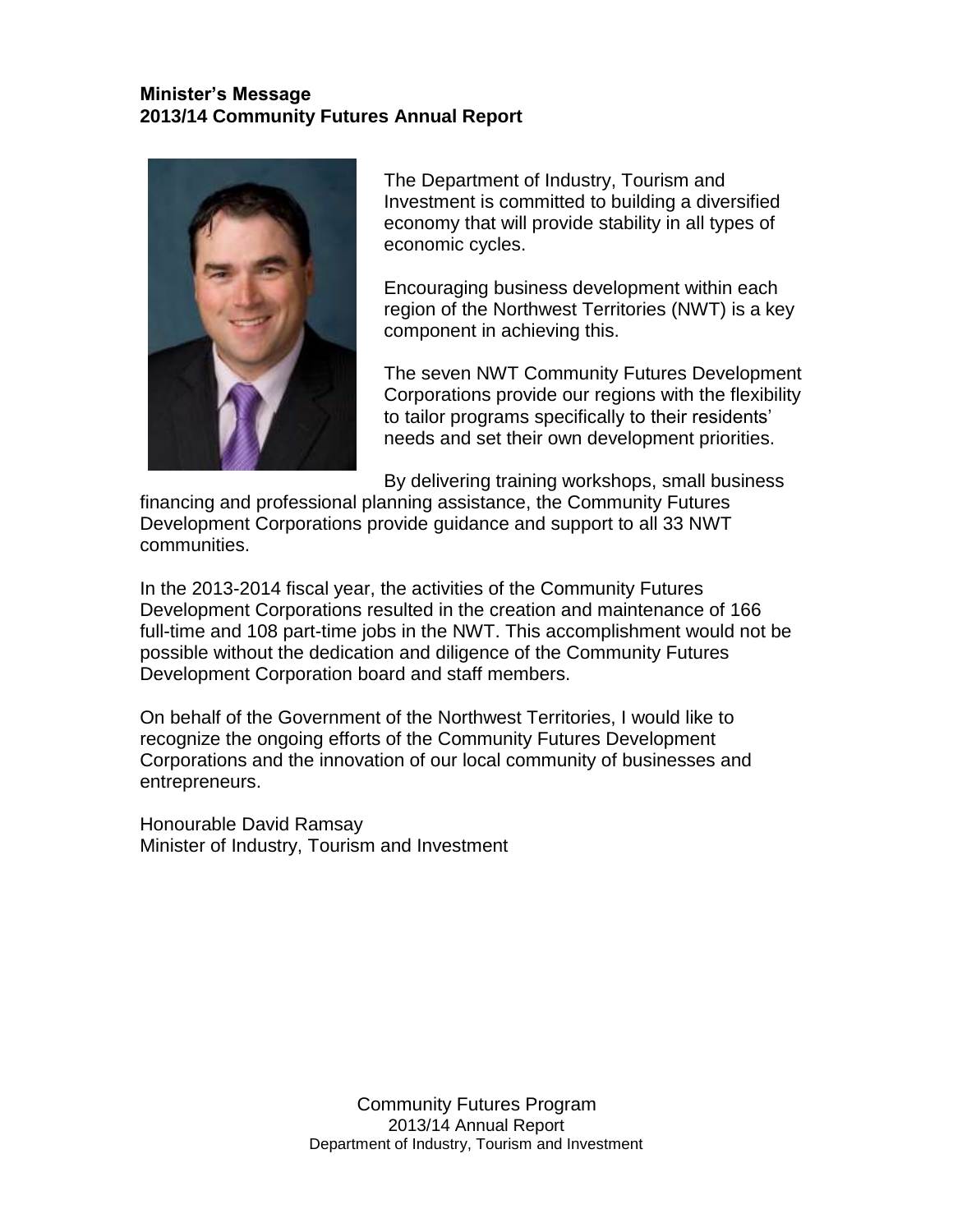**Minister's Message**
**2013/14 Community Futures Annual Report**

The Department of Industry, Tourism and Investment is committed to building a diversified economy that will provide stability in all types of economic cycles.

Encouraging business development within each region of the Northwest Territories (NWT) is a key component in achieving this.

The seven NWT Community Futures Development Corporations provide our regions with the flexibility to tailor programs specifically to their residents' needs and set their own development priorities.

By delivering training workshops, small business financing and professional planning assistance, the Community Futures Development Corporations provide guidance and support to all 33 NWT communities.

In the 2013-2014 fiscal year, the activities of the Community Futures Development Corporations resulted in the creation and maintenance of 166 full-time and 108 part-time jobs in the NWT. This accomplishment would not be possible without the dedication and diligence of the Community Futures Development Corporation board and staff members.

On behalf of the Government of the Northwest Territories, I would like to recognize the ongoing efforts of the Community Futures Development Corporations and the innovation of our local community of businesses and entrepreneurs.

Honourable David Ramsay
Minister of Industry, Tourism and Investment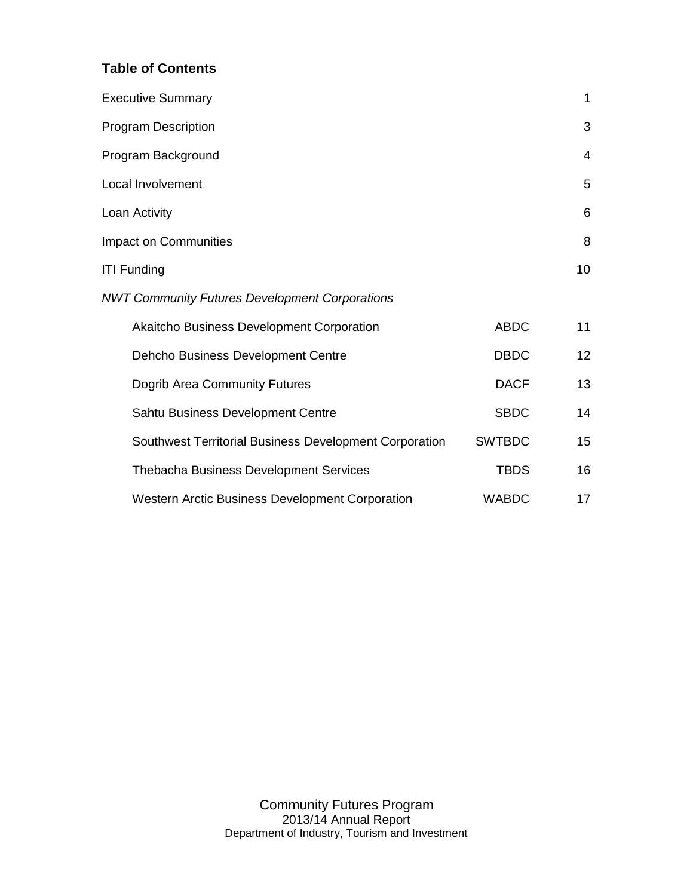## Table of Contents

| | | |
|---|---|---|
| Executive Summary | | 1 |
| Program Description | | 3 |
| Program Background | | 4 |
| Local Involvement | | 5 |
| Loan Activity | | 6 |
| Impact on Communities | | 8 |
| ITI Funding | | 10 |
| *NWT Community Futures Development Corporations* | | |
| Akaitcho Business Development Corporation | ABDC | 11 |
| Dehcho Business Development Centre | DBDC | 12 |
| Dogrib Area Community Futures | DACF | 13 |
| Sahtu Business Development Centre | SBDC | 14 |
| Southwest Territorial Business Development Corporation | SWTBDC | 15 |
| Thebacha Business Development Services | TBDS | 16 |
| Western Arctic Business Development Corporation | WABDC | 17 |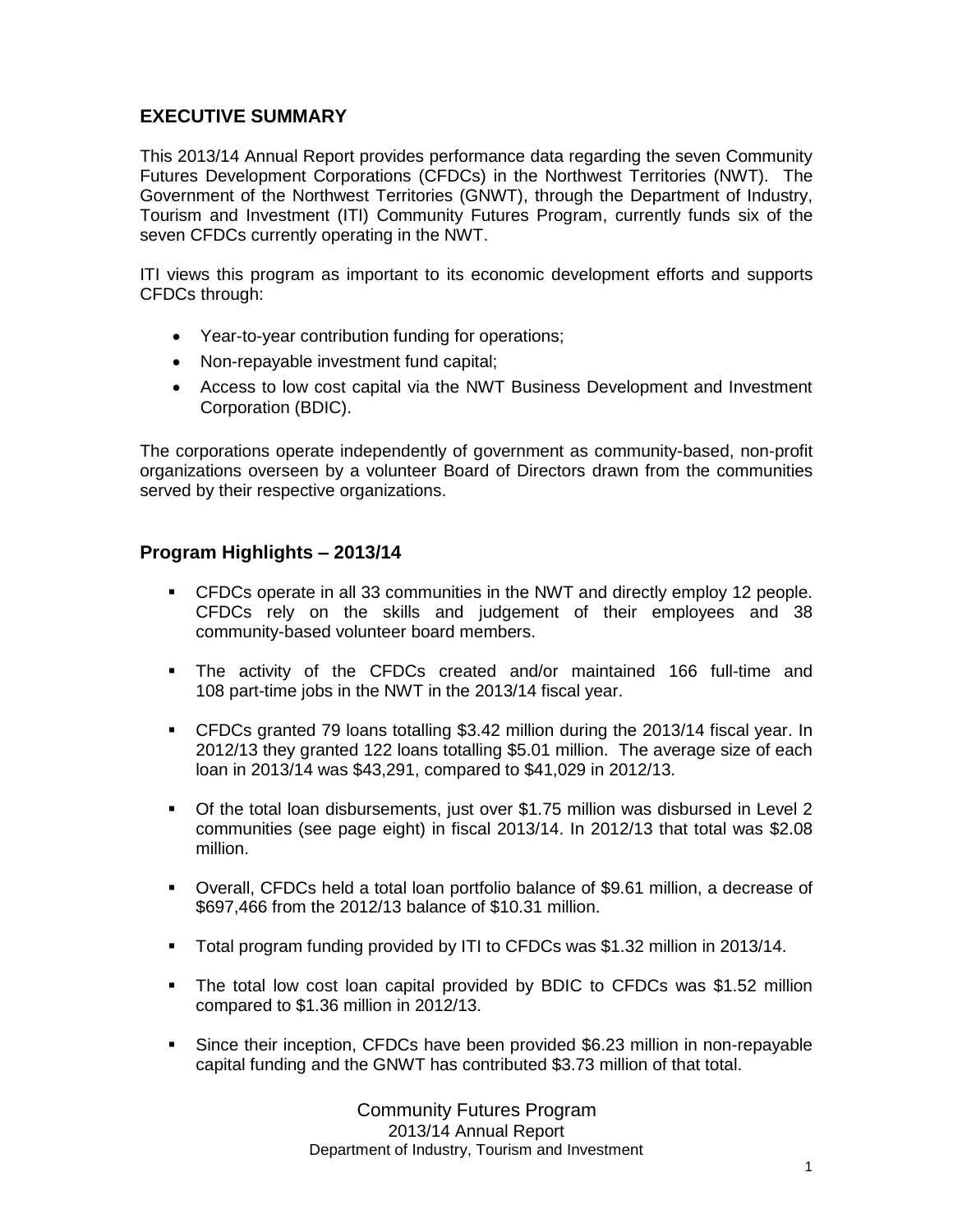## EXECUTIVE SUMMARY

This 2013/14 Annual Report provides performance data regarding the seven Community Futures Development Corporations (CFDCs) in the Northwest Territories (NWT). The Government of the Northwest Territories (GNWT), through the Department of Industry, Tourism and Investment (ITI) Community Futures Program, currently funds six of the seven CFDCs currently operating in the NWT.

ITI views this program as important to its economic development efforts and supports CFDCs through:

- Year-to-year contribution funding for operations;
- Non-repayable investment fund capital;
- Access to low cost capital via the NWT Business Development and Investment Corporation (BDIC).

The corporations operate independently of government as community-based, non-profit organizations overseen by a volunteer Board of Directors drawn from the communities served by their respective organizations.

## Program Highlights – 2013/14

- CFDCs operate in all 33 communities in the NWT and directly employ 12 people. CFDCs rely on the skills and judgement of their employees and 38 community-based volunteer board members.
- The activity of the CFDCs created and/or maintained 166 full-time and 108 part-time jobs in the NWT in the 2013/14 fiscal year.
- CFDCs granted 79 loans totalling $3.42 million during the 2013/14 fiscal year. In 2012/13 they granted 122 loans totalling $5.01 million. The average size of each loan in 2013/14 was $43,291, compared to $41,029 in 2012/13.
- Of the total loan disbursements, just over $1.75 million was disbursed in Level 2 communities (see page eight) in fiscal 2013/14. In 2012/13 that total was $2.08 million.
- Overall, CFDCs held a total loan portfolio balance of $9.61 million, a decrease of $697,466 from the 2012/13 balance of $10.31 million.
- Total program funding provided by ITI to CFDCs was $1.32 million in 2013/14.
- The total low cost loan capital provided by BDIC to CFDCs was $1.52 million compared to $1.36 million in 2012/13.
- Since their inception, CFDCs have been provided $6.23 million in non-repayable capital funding and the GNWT has contributed $3.73 million of that total.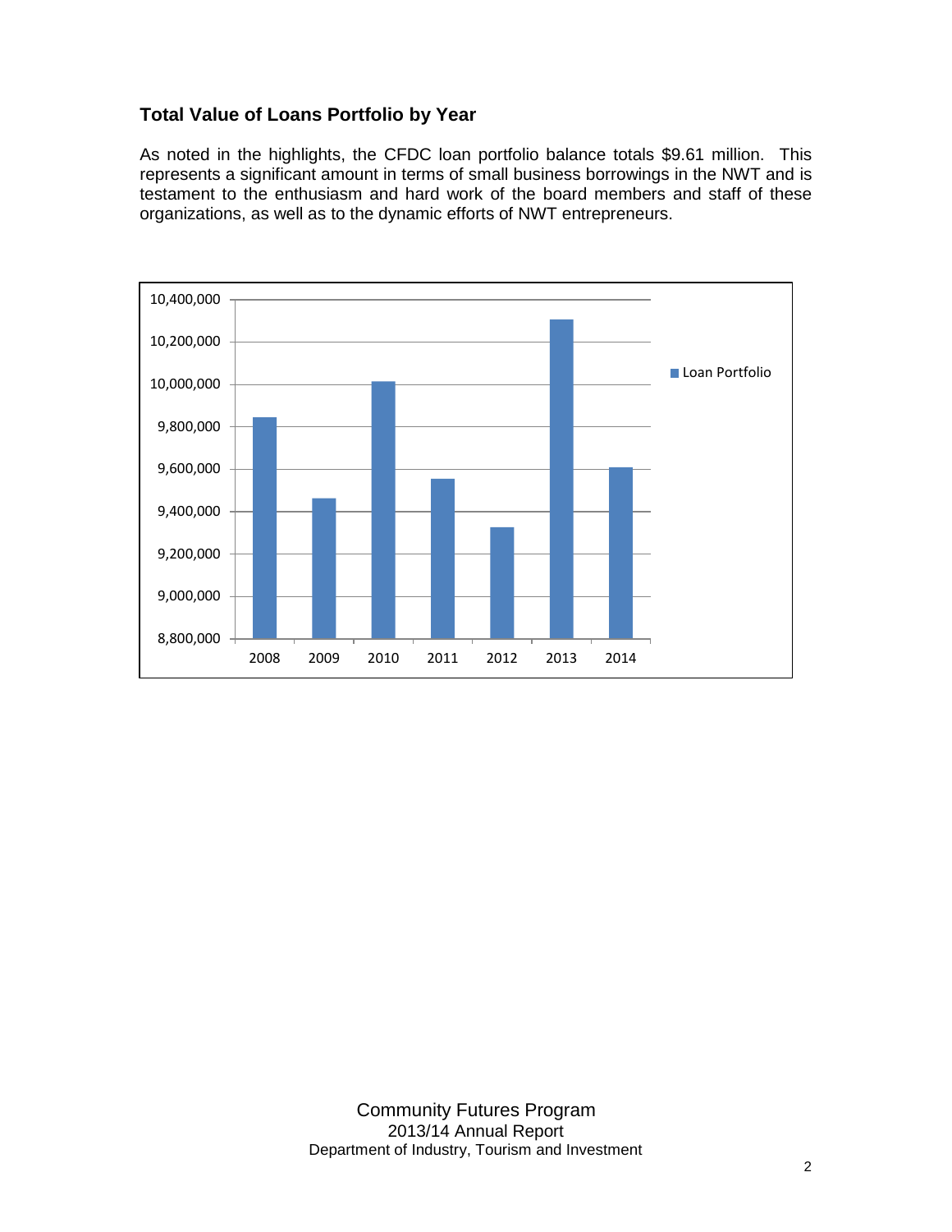## Total Value of Loans Portfolio by Year

As noted in the highlights, the CFDC loan portfolio balance totals $9.61 million. This represents a significant amount in terms of small business borrowings in the NWT and is testament to the enthusiasm and hard work of the board members and staff of these organizations, as well as to the dynamic efforts of NWT entrepreneurs.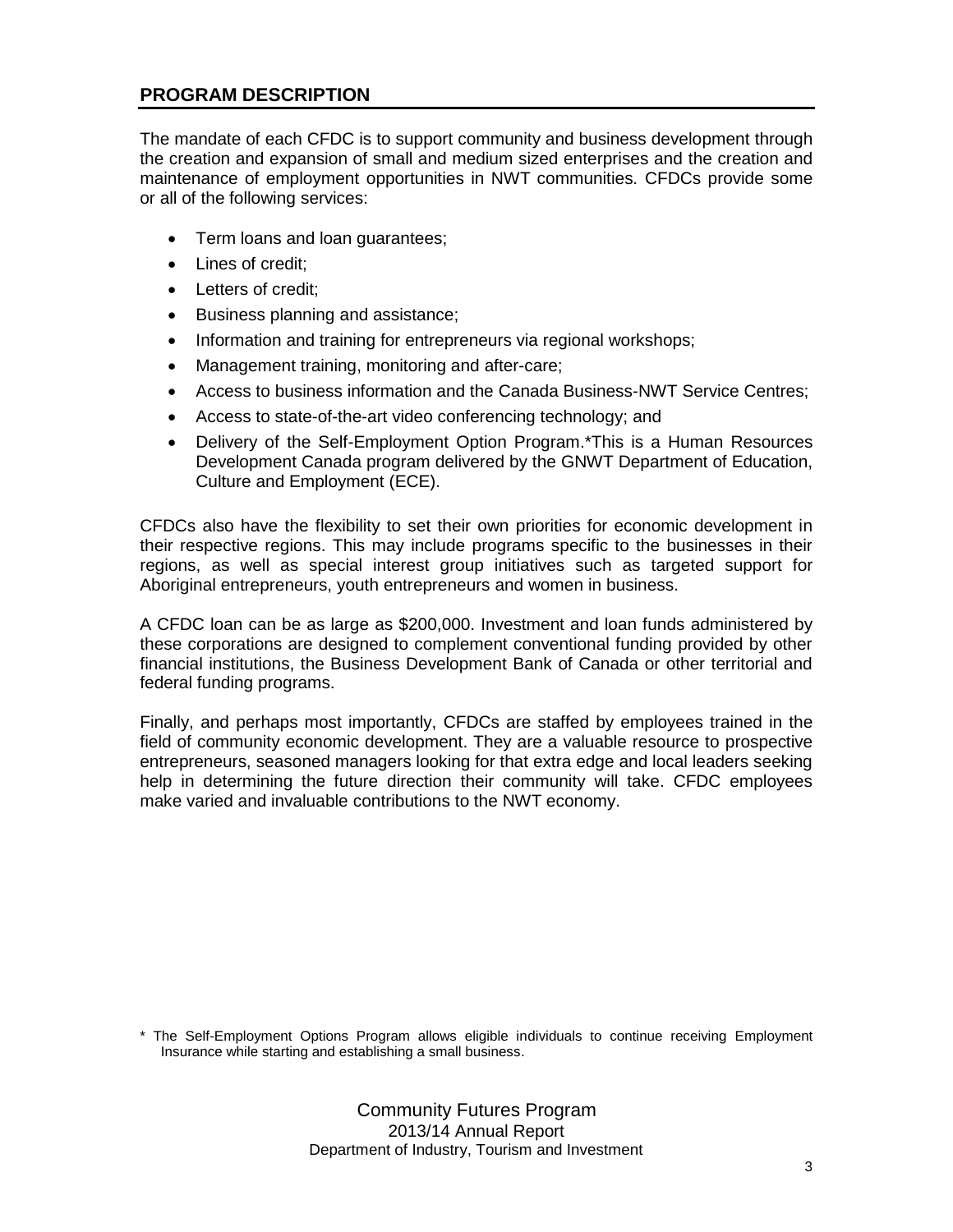## PROGRAM DESCRIPTION

The mandate of each CFDC is to support community and business development through the creation and expansion of small and medium sized enterprises and the creation and maintenance of employment opportunities in NWT communities. CFDCs provide some or all of the following services:

- Term loans and loan guarantees;
- Lines of credit;
- Letters of credit;
- Business planning and assistance;
- Information and training for entrepreneurs via regional workshops;
- Management training, monitoring and after-care;
- Access to business information and the Canada Business-NWT Service Centres;
- Access to state-of-the-art video conferencing technology; and
- Delivery of the Self-Employment Option Program.*This is a Human Resources Development Canada program delivered by the GNWT Department of Education, Culture and Employment (ECE).

CFDCs also have the flexibility to set their own priorities for economic development in their respective regions. This may include programs specific to the businesses in their regions, as well as special interest group initiatives such as targeted support for Aboriginal entrepreneurs, youth entrepreneurs and women in business.

A CFDC loan can be as large as $200,000. Investment and loan funds administered by these corporations are designed to complement conventional funding provided by other financial institutions, the Business Development Bank of Canada or other territorial and federal funding programs.

Finally, and perhaps most importantly, CFDCs are staffed by employees trained in the field of community economic development. They are a valuable resource to prospective entrepreneurs, seasoned managers looking for that extra edge and local leaders seeking help in determining the future direction their community will take. CFDC employees make varied and invaluable contributions to the NWT economy.

* The Self-Employment Options Program allows eligible individuals to continue receiving Employment Insurance while starting and establishing a small business.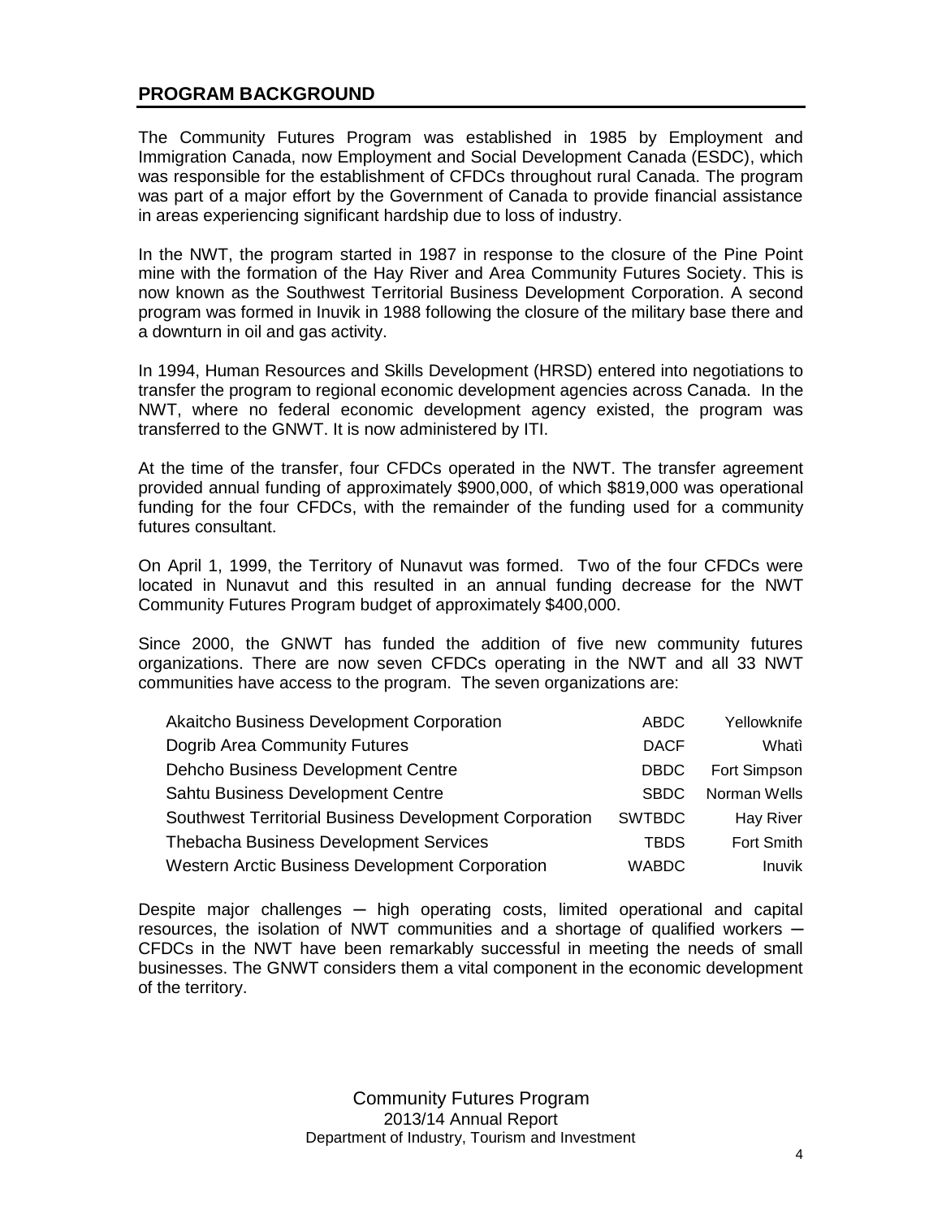## PROGRAM BACKGROUND

The Community Futures Program was established in 1985 by Employment and Immigration Canada, now Employment and Social Development Canada (ESDC), which was responsible for the establishment of CFDCs throughout rural Canada. The program was part of a major effort by the Government of Canada to provide financial assistance in areas experiencing significant hardship due to loss of industry.

In the NWT, the program started in 1987 in response to the closure of the Pine Point mine with the formation of the Hay River and Area Community Futures Society. This is now known as the Southwest Territorial Business Development Corporation. A second program was formed in Inuvik in 1988 following the closure of the military base there and a downturn in oil and gas activity.

In 1994, Human Resources and Skills Development (HRSD) entered into negotiations to transfer the program to regional economic development agencies across Canada. In the NWT, where no federal economic development agency existed, the program was transferred to the GNWT. It is now administered by ITI.

At the time of the transfer, four CFDCs operated in the NWT. The transfer agreement provided annual funding of approximately $900,000, of which $819,000 was operational funding for the four CFDCs, with the remainder of the funding used for a community futures consultant.

On April 1, 1999, the Territory of Nunavut was formed. Two of the four CFDCs were located in Nunavut and this resulted in an annual funding decrease for the NWT Community Futures Program budget of approximately $400,000.

Since 2000, the GNWT has funded the addition of five new community futures organizations. There are now seven CFDCs operating in the NWT and all 33 NWT communities have access to the program. The seven organizations are:

| Organization | Abbreviation | Location |
|---|---|---|
| Akaitcho Business Development Corporation | ABDC | Yellowknife |
| Dogrib Area Community Futures | DACF | Whatì |
| Dehcho Business Development Centre | DBDC | Fort Simpson |
| Sahtu Business Development Centre | SBDC | Norman Wells |
| Southwest Territorial Business Development Corporation | SWTBDC | Hay River |
| Thebacha Business Development Services | TBDS | Fort Smith |
| Western Arctic Business Development Corporation | WABDC | Inuvik |

Despite major challenges ─ high operating costs, limited operational and capital resources, the isolation of NWT communities and a shortage of qualified workers ─ CFDCs in the NWT have been remarkably successful in meeting the needs of small businesses. The GNWT considers them a vital component in the economic development of the territory.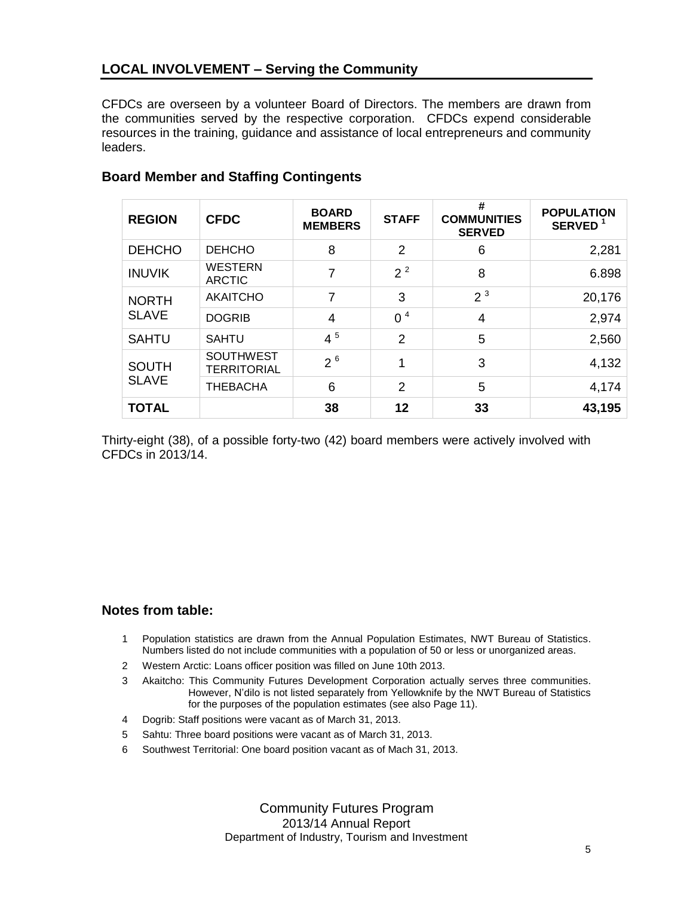## LOCAL INVOLVEMENT – Serving the Community

CFDCs are overseen by a volunteer Board of Directors. The members are drawn from the communities served by the respective corporation. CFDCs expend considerable resources in the training, guidance and assistance of local entrepreneurs and community leaders.

### Board Member and Staffing Contingents

| REGION | CFDC | BOARD MEMBERS | STAFF | # COMMUNITIES SERVED | POPULATION SERVED [1] |
|---|---|---|---|---|---|
| DEHCHO | DEHCHO | 8 | 2 | 6 | 2,281 |
| INUVIK | WESTERN ARCTIC | 7 | 2 [2] | 8 | 6.898 |
| NORTH SLAVE | AKAITCHO | 7 | 3 | 2 [3] | 20,176 |
| | DOGRIB | 4 | 0 [4] | 4 | 2,974 |
| SAHTU | SAHTU | 4 [5] | 2 | 5 | 2,560 |
| SOUTH SLAVE | SOUTHWEST TERRITORIAL | 2 [6] | 1 | 3 | 4,132 |
| | THEBACHA | 6 | 2 | 5 | 4,174 |
| **TOTAL** | | **38** | **12** | **33** | **43,195** |

Thirty-eight (38), of a possible forty-two (42) board members were actively involved with CFDCs in 2013/14.

### Notes from table:

1. Population statistics are drawn from the Annual Population Estimates, NWT Bureau of Statistics. Numbers listed do not include communities with a population of 50 or less or unorganized areas.
2. Western Arctic: Loans officer position was filled on June 10th 2013.
3. Akaitcho: This Community Futures Development Corporation actually serves three communities. However, N'dilo is not listed separately from Yellowknife by the NWT Bureau of Statistics for the purposes of the population estimates (see also Page 11).
4. Dogrib: Staff positions were vacant as of March 31, 2013.
5. Sahtu: Three board positions were vacant as of March 31, 2013.
6. Southwest Territorial: One board position vacant as of Mach 31, 2013.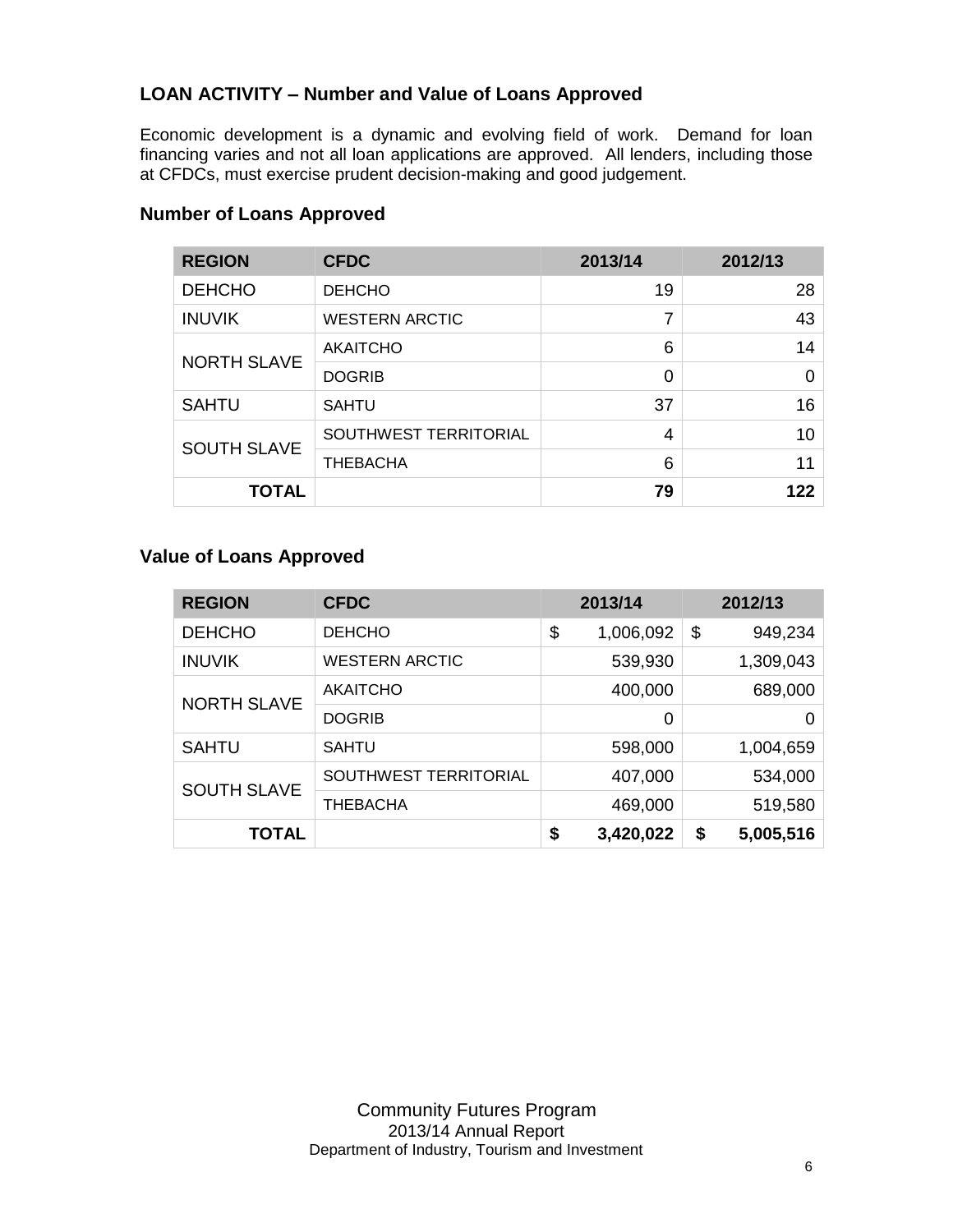## LOAN ACTIVITY – Number and Value of Loans Approved

Economic development is a dynamic and evolving field of work. Demand for loan financing varies and not all loan applications are approved. All lenders, including those at CFDCs, must exercise prudent decision-making and good judgement.

### Number of Loans Approved

| REGION | CFDC | 2013/14 | 2012/13 |
|---|---|---|---|
| DEHCHO | DEHCHO | 19 | 28 |
| INUVIK | WESTERN ARCTIC | 7 | 43 |
| NORTH SLAVE | AKAITCHO | 6 | 14 |
| | DOGRIB | 0 | 0 |
| SAHTU | SAHTU | 37 | 16 |
| SOUTH SLAVE | SOUTHWEST TERRITORIAL | 4 | 10 |
| | THEBACHA | 6 | 11 |
| **TOTAL** | | **79** | **122** |

### Value of Loans Approved

| REGION | CFDC | 2013/14 | 2012/13 |
|---|---|---|---|
| DEHCHO | DEHCHO | $ 1,006,092 | $ 949,234 |
| INUVIK | WESTERN ARCTIC | 539,930 | 1,309,043 |
| NORTH SLAVE | AKAITCHO | 400,000 | 689,000 |
| | DOGRIB | 0 | 0 |
| SAHTU | SAHTU | 598,000 | 1,004,659 |
| SOUTH SLAVE | SOUTHWEST TERRITORIAL | 407,000 | 534,000 |
| | THEBACHA | 469,000 | 519,580 |
| **TOTAL** | | **$ 3,420,022** | **$ 5,005,516** |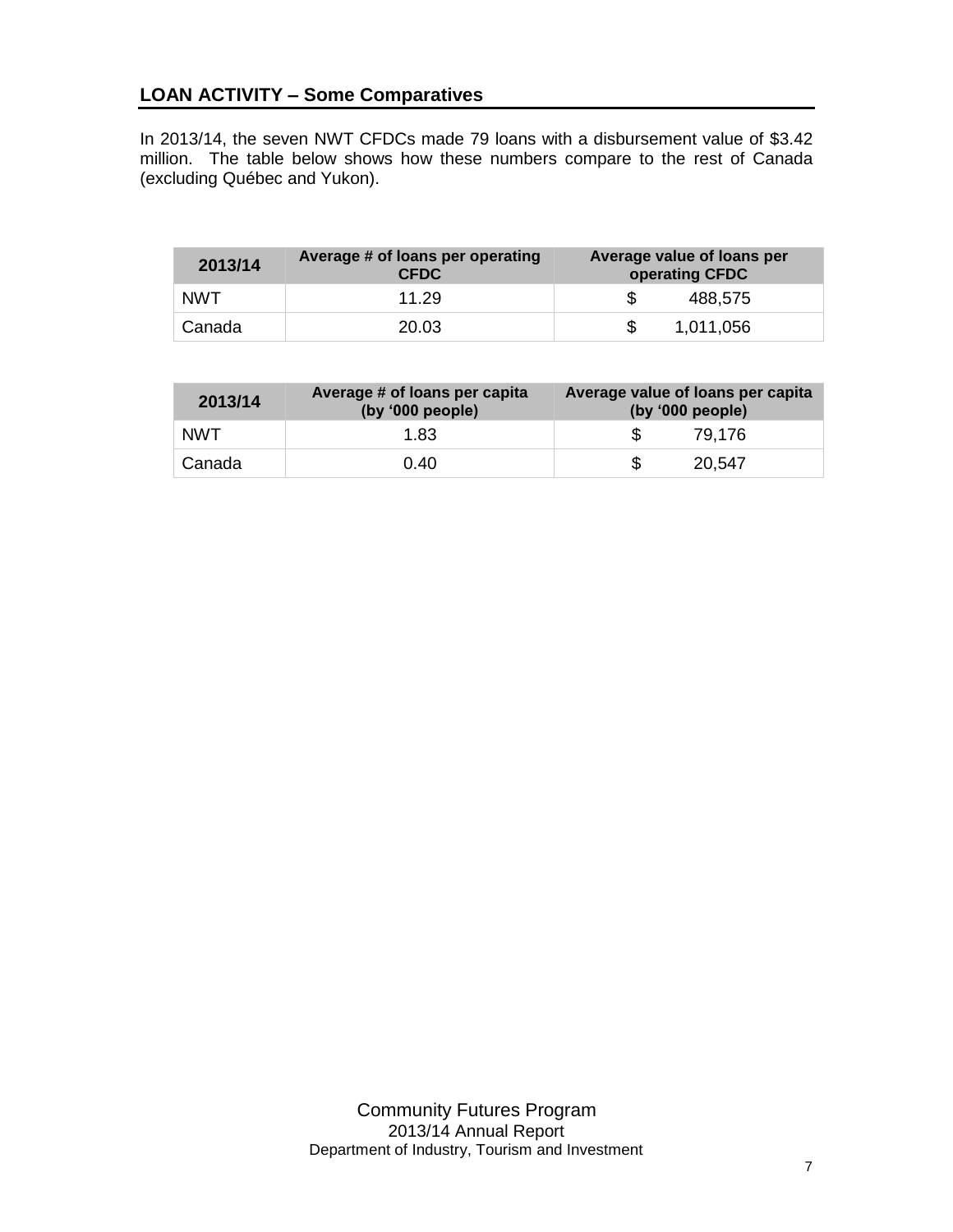## LOAN ACTIVITY – Some Comparatives

In 2013/14, the seven NWT CFDCs made 79 loans with a disbursement value of $3.42 million. The table below shows how these numbers compare to the rest of Canada (excluding Québec and Yukon).

| 2013/14 | Average # of loans per operating CFDC | Average value of loans per operating CFDC |
| --- | --- | --- |
| NWT | 11.29 | $ 488,575 |
| Canada | 20.03 | $ 1,011,056 |

| 2013/14 | Average # of loans per capita (by '000 people) | Average value of loans per capita (by '000 people) |
| --- | --- | --- |
| NWT | 1.83 | $ 79,176 |
| Canada | 0.40 | $ 20,547 |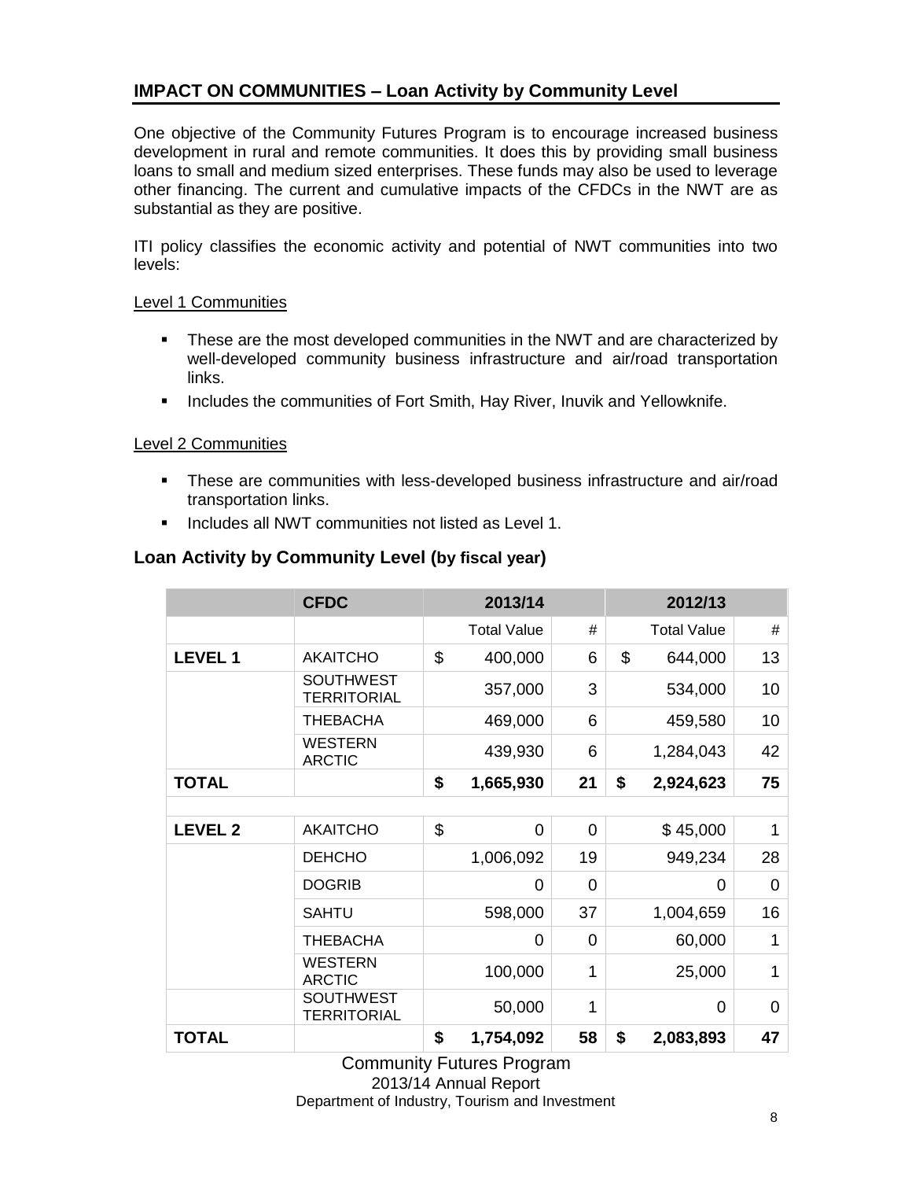## IMPACT ON COMMUNITIES – Loan Activity by Community Level

One objective of the Community Futures Program is to encourage increased business development in rural and remote communities. It does this by providing small business loans to small and medium sized enterprises. These funds may also be used to leverage other financing. The current and cumulative impacts of the CFDCs in the NWT are as substantial as they are positive.

ITI policy classifies the economic activity and potential of NWT communities into two levels:

Level 1 Communities

- These are the most developed communities in the NWT and are characterized by well-developed community business infrastructure and air/road transportation links.
- Includes the communities of Fort Smith, Hay River, Inuvik and Yellowknife.

Level 2 Communities

- These are communities with less-developed business infrastructure and air/road transportation links.
- Includes all NWT communities not listed as Level 1.

### Loan Activity by Community Level (by fiscal year)

| | CFDC | 2013/14 | | 2012/13 | |
|---|---|---|---|---|---|
| | | Total Value | # | Total Value | # |
| **LEVEL 1** | AKAITCHO | $ 400,000 | 6 | $ 644,000 | 13 |
| | SOUTHWEST TERRITORIAL | 357,000 | 3 | 534,000 | 10 |
| | THEBACHA | 469,000 | 6 | 459,580 | 10 |
| | WESTERN ARCTIC | 439,930 | 6 | 1,284,043 | 42 |
| **TOTAL** | | **$ 1,665,930** | **21** | **$ 2,924,623** | **75** |
| | | | | | |
| **LEVEL 2** | AKAITCHO | $ 0 | 0 | $ 45,000 | 1 |
| | DEHCHO | 1,006,092 | 19 | 949,234 | 28 |
| | DOGRIB | 0 | 0 | 0 | 0 |
| | SAHTU | 598,000 | 37 | 1,004,659 | 16 |
| | THEBACHA | 0 | 0 | 60,000 | 1 |
| | WESTERN ARCTIC | 100,000 | 1 | 25,000 | 1 |
| | SOUTHWEST TERRITORIAL | 50,000 | 1 | 0 | 0 |
| **TOTAL** | | **$ 1,754,092** | **58** | **$ 2,083,893** | **47** |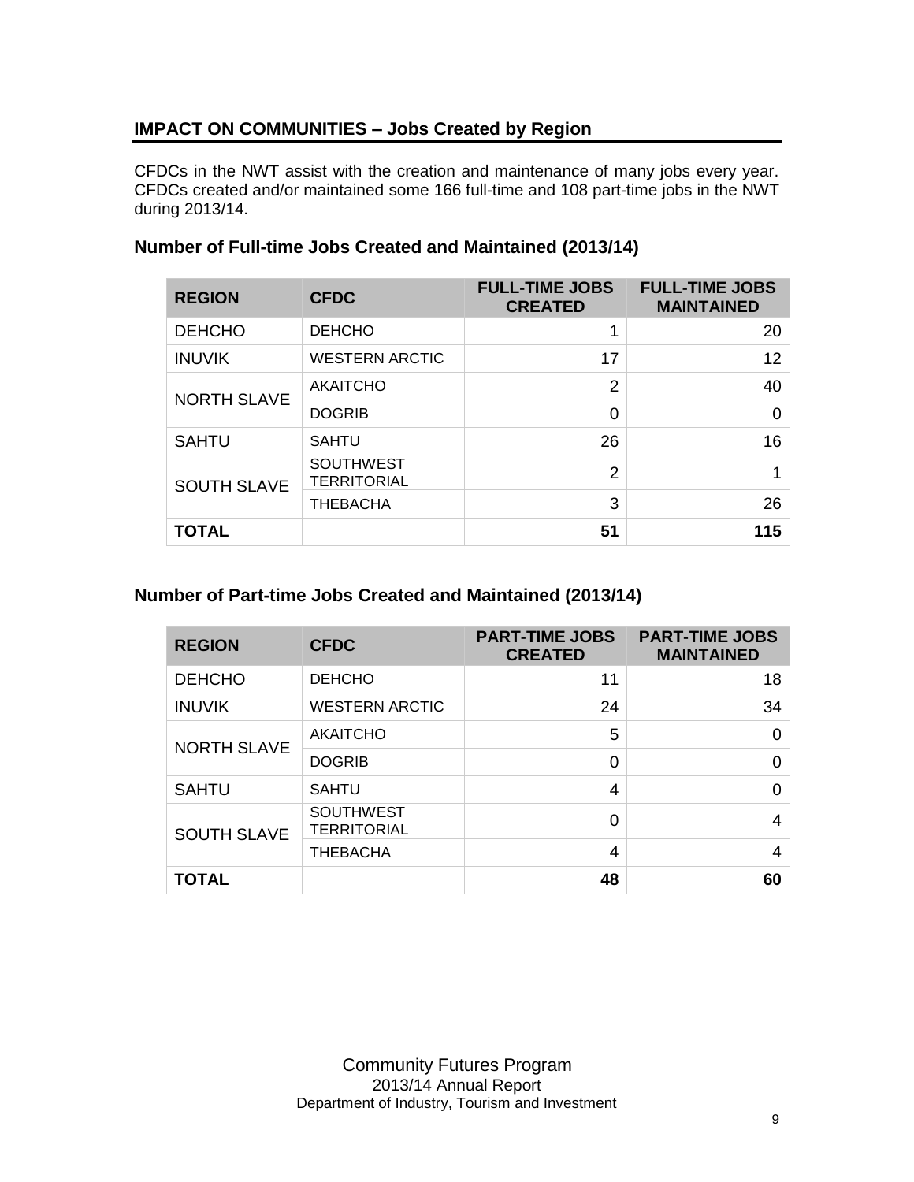## IMPACT ON COMMUNITIES – Jobs Created by Region

CFDCs in the NWT assist with the creation and maintenance of many jobs every year. CFDCs created and/or maintained some 166 full-time and 108 part-time jobs in the NWT during 2013/14.

### Number of Full-time Jobs Created and Maintained (2013/14)

| REGION | CFDC | FULL-TIME JOBS CREATED | FULL-TIME JOBS MAINTAINED |
|---|---|---|---|
| DEHCHO | DEHCHO | 1 | 20 |
| INUVIK | WESTERN ARCTIC | 17 | 12 |
| NORTH SLAVE | AKAITCHO | 2 | 40 |
| | DOGRIB | 0 | 0 |
| SAHTU | SAHTU | 26 | 16 |
| SOUTH SLAVE | SOUTHWEST TERRITORIAL | 2 | 1 |
| | THEBACHA | 3 | 26 |
| **TOTAL** | | **51** | **115** |

### Number of Part-time Jobs Created and Maintained (2013/14)

| REGION | CFDC | PART-TIME JOBS CREATED | PART-TIME JOBS MAINTAINED |
|---|---|---|---|
| DEHCHO | DEHCHO | 11 | 18 |
| INUVIK | WESTERN ARCTIC | 24 | 34 |
| NORTH SLAVE | AKAITCHO | 5 | 0 |
| | DOGRIB | 0 | 0 |
| SAHTU | SAHTU | 4 | 0 |
| SOUTH SLAVE | SOUTHWEST TERRITORIAL | 0 | 4 |
| | THEBACHA | 4 | 4 |
| **TOTAL** | | **48** | **60** |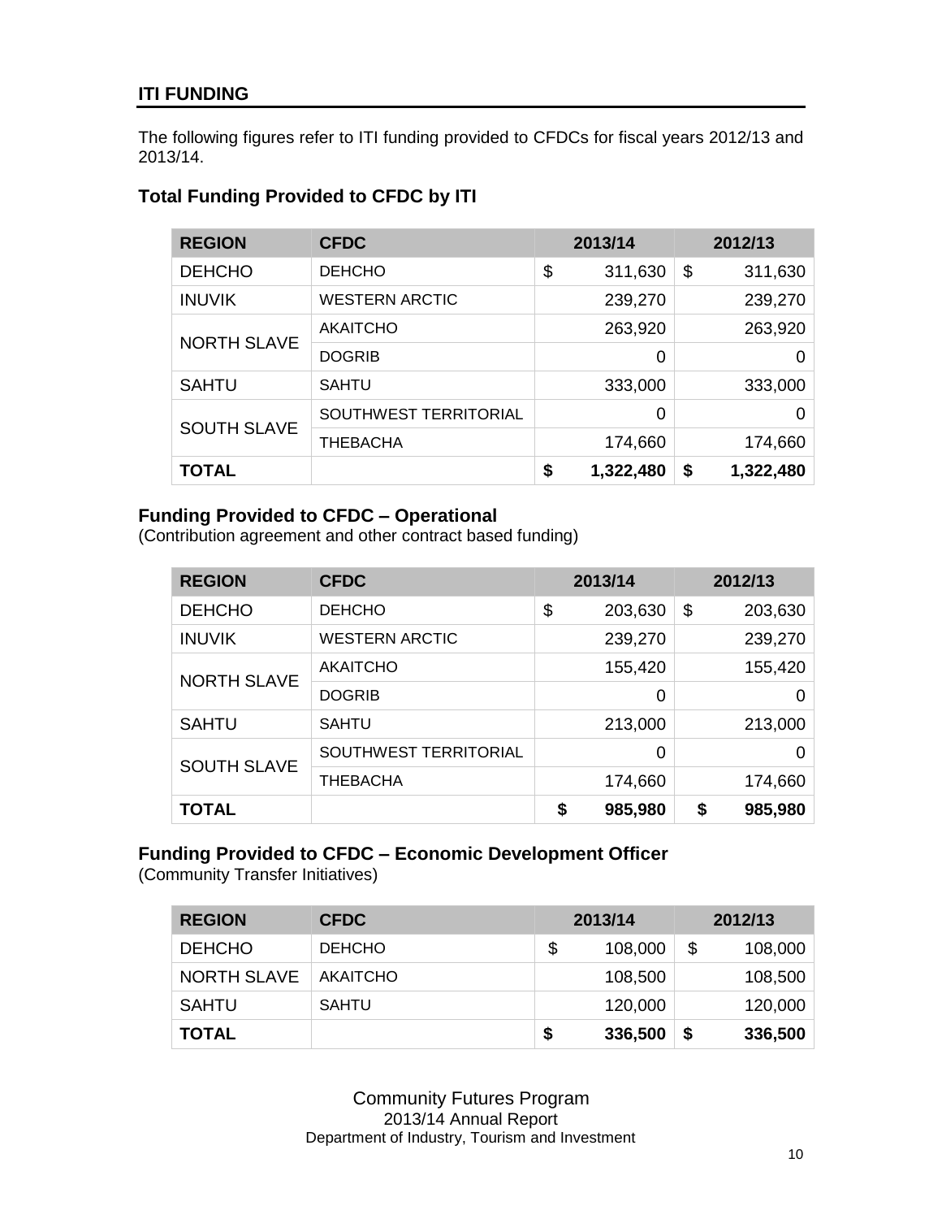## ITI FUNDING

The following figures refer to ITI funding provided to CFDCs for fiscal years 2012/13 and 2013/14.

### Total Funding Provided to CFDC by ITI

| REGION | CFDC | 2013/14 | 2012/13 |
|---|---|---|---|
| DEHCHO | DEHCHO | $ 311,630 | $ 311,630 |
| INUVIK | WESTERN ARCTIC | 239,270 | 239,270 |
| NORTH SLAVE | AKAITCHO | 263,920 | 263,920 |
| | DOGRIB | 0 | 0 |
| SAHTU | SAHTU | 333,000 | 333,000 |
| SOUTH SLAVE | SOUTHWEST TERRITORIAL | 0 | 0 |
| | THEBACHA | 174,660 | 174,660 |
| **TOTAL** | | **$ 1,322,480** | **$ 1,322,480** |

### Funding Provided to CFDC – Operational

(Contribution agreement and other contract based funding)

| REGION | CFDC | 2013/14 | 2012/13 |
|---|---|---|---|
| DEHCHO | DEHCHO | $ 203,630 | $ 203,630 |
| INUVIK | WESTERN ARCTIC | 239,270 | 239,270 |
| NORTH SLAVE | AKAITCHO | 155,420 | 155,420 |
| | DOGRIB | 0 | 0 |
| SAHTU | SAHTU | 213,000 | 213,000 |
| SOUTH SLAVE | SOUTHWEST TERRITORIAL | 0 | 0 |
| | THEBACHA | 174,660 | 174,660 |
| **TOTAL** | | **$ 985,980** | **$ 985,980** |

### Funding Provided to CFDC – Economic Development Officer

(Community Transfer Initiatives)

| REGION | CFDC | 2013/14 | 2012/13 |
|---|---|---|---|
| DEHCHO | DEHCHO | $ 108,000 | $ 108,000 |
| NORTH SLAVE | AKAITCHO | 108,500 | 108,500 |
| SAHTU | SAHTU | 120,000 | 120,000 |
| **TOTAL** | | **$ 336,500** | **$ 336,500** |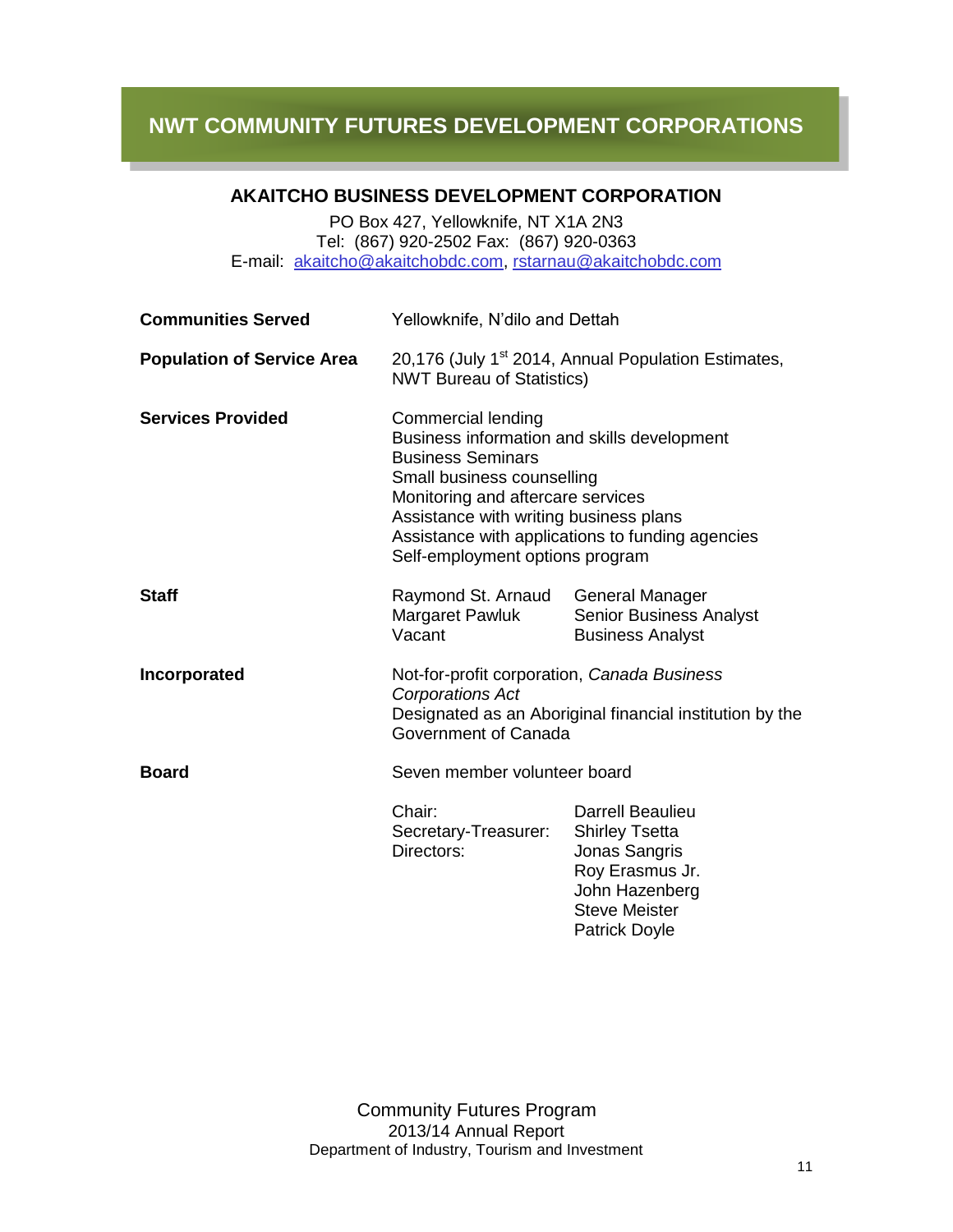# NWT COMMUNITY FUTURES DEVELOPMENT CORPORATIONS

## AKAITCHO BUSINESS DEVELOPMENT CORPORATION

PO Box 427, Yellowknife, NT X1A 2N3
Tel: (867) 920-2502 Fax: (867) 920-0363
E-mail: akaitcho@akaitchobdc.com, rstarnau@akaitchobdc.com

**Communities Served**

Yellowknife, N'dilo and Dettah

**Population of Service Area**

20,176 (July 1st 2014, Annual Population Estimates, NWT Bureau of Statistics)

**Services Provided**

Commercial lending
Business information and skills development
Business Seminars
Small business counselling
Monitoring and aftercare services
Assistance with writing business plans
Assistance with applications to funding agencies
Self-employment options program

**Staff**

| | |
|---|---|
| Raymond St. Arnaud | General Manager |
| Margaret Pawluk | Senior Business Analyst |
| Vacant | Business Analyst |

**Incorporated**

Not-for-profit corporation, *Canada Business Corporations Act*
Designated as an Aboriginal financial institution by the Government of Canada

**Board**

Seven member volunteer board

| | |
|---|---|
| Chair: | Darrell Beaulieu |
| Secretary-Treasurer: | Shirley Tsetta |
| Directors: | Jonas Sangris |
| | Roy Erasmus Jr. |
| | John Hazenberg |
| | Steve Meister |
| | Patrick Doyle |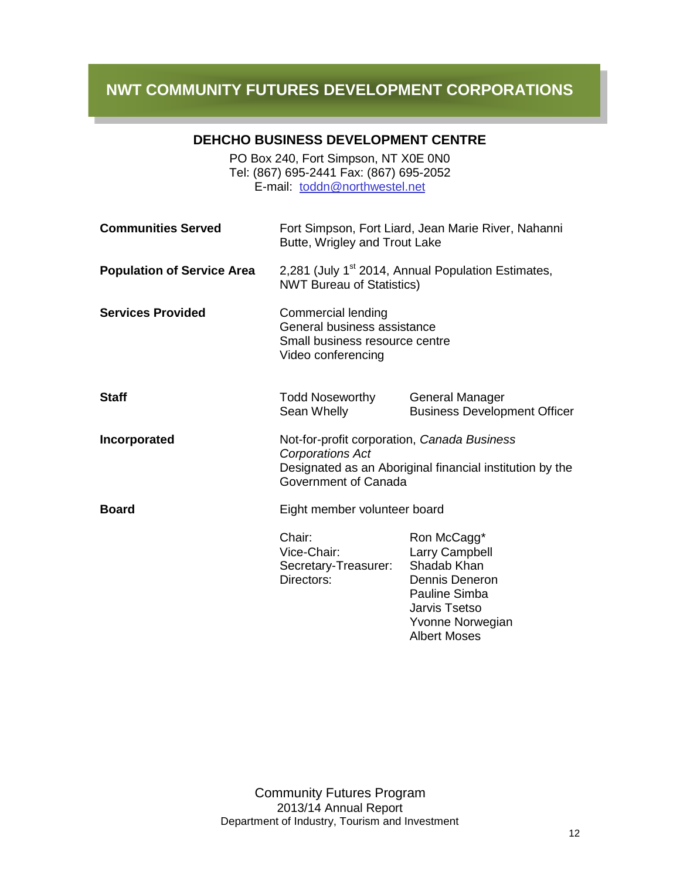# NWT COMMUNITY FUTURES DEVELOPMENT CORPORATIONS

## DEHCHO BUSINESS DEVELOPMENT CENTRE

PO Box 240, Fort Simpson, NT X0E 0N0
Tel: (867) 695-2441 Fax: (867) 695-2052
E-mail: toddn@northwestel.net

**Communities Served**
Fort Simpson, Fort Liard, Jean Marie River, Nahanni Butte, Wrigley and Trout Lake

**Population of Service Area**
2,281 (July 1st 2014, Annual Population Estimates, NWT Bureau of Statistics)

**Services Provided**
Commercial lending
General business assistance
Small business resource centre
Video conferencing

**Staff**

| Name | Position |
|---|---|
| Todd Noseworthy | General Manager |
| Sean Whelly | Business Development Officer |

**Incorporated**
Not-for-profit corporation, *Canada Business Corporations Act*
Designated as an Aboriginal financial institution by the Government of Canada

**Board**
Eight member volunteer board

| Role | Name |
|---|---|
| Chair: | Ron McCagg* |
| Vice-Chair: | Larry Campbell |
| Secretary-Treasurer: | Shadab Khan |
| Directors: | Dennis Deneron |
| | Pauline Simba |
| | Jarvis Tsetso |
| | Yvonne Norwegian |
| | Albert Moses |

Community Futures Program
2013/14 Annual Report
Department of Industry, Tourism and Investment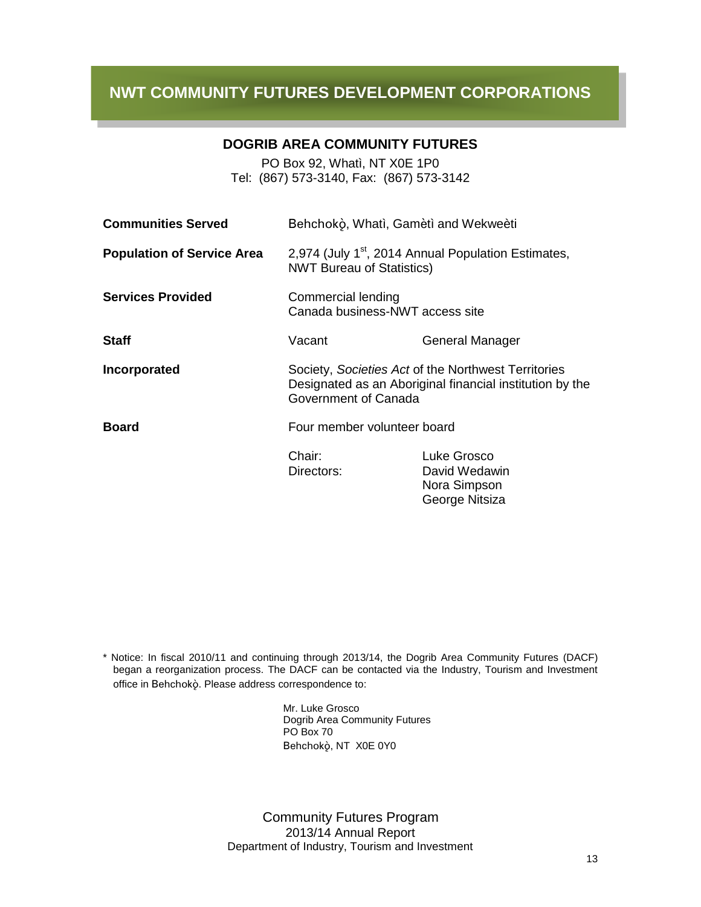# NWT COMMUNITY FUTURES DEVELOPMENT CORPORATIONS

## DOGRIB AREA COMMUNITY FUTURES

PO Box 92, Whatì, NT X0E 1P0
Tel: (867) 573-3140, Fax: (867) 573-3142

| | | |
|---|---|---|
| **Communities Served** | Behchokǫ̀, Whatì, Gamètì and Wekweètì | |
| **Population of Service Area** | 2,974 (July 1st, 2014 Annual Population Estimates, NWT Bureau of Statistics) | |
| **Services Provided** | Commercial lending<br>Canada business-NWT access site | |
| **Staff** | Vacant | General Manager |
| **Incorporated** | Society, *Societies Act* of the Northwest Territories<br>Designated as an Aboriginal financial institution by the Government of Canada | |
| **Board** | Four member volunteer board | |
| | Chair: | Luke Grosco |
| | Directors: | David Wedawin<br>Nora Simpson<br>George Nitsiza |

* Notice: In fiscal 2010/11 and continuing through 2013/14, the Dogrib Area Community Futures (DACF) began a reorganization process. The DACF can be contacted via the Industry, Tourism and Investment office in Behchokǫ̀. Please address correspondence to:

Mr. Luke Grosco
Dogrib Area Community Futures
PO Box 70
Behchokǫ̀, NT X0E 0Y0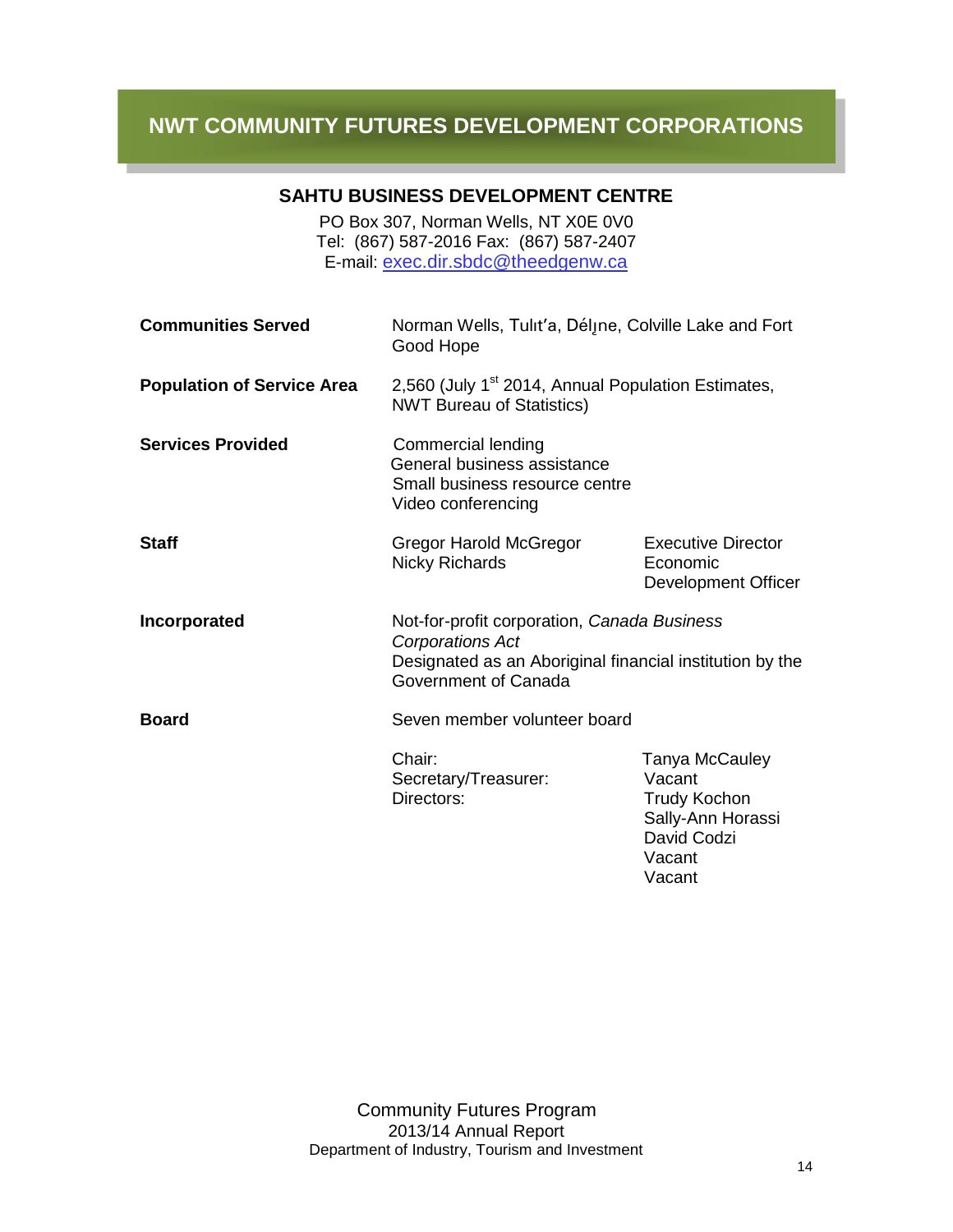# NWT COMMUNITY FUTURES DEVELOPMENT CORPORATIONS

## SAHTU BUSINESS DEVELOPMENT CENTRE

PO Box 307, Norman Wells, NT X0E 0V0
Tel: (867) 587-2016 Fax: (867) 587-2407
E-mail: exec.dir.sbdc@theedgenw.ca

| | | |
|---|---|---|
| **Communities Served** | Norman Wells, Tulıt'a, Délı̨ne, Colville Lake and Fort Good Hope | |
| **Population of Service Area** | 2,560 (July 1st 2014, Annual Population Estimates, NWT Bureau of Statistics) | |
| **Services Provided** | Commercial lending<br>General business assistance<br>Small business resource centre<br>Video conferencing | |
| **Staff** | Gregor Harold McGregor<br>Nicky Richards | Executive Director<br>Economic Development Officer |
| **Incorporated** | Not-for-profit corporation, *Canada Business Corporations Act*<br>Designated as an Aboriginal financial institution by the Government of Canada | |
| **Board** | Seven member volunteer board | |
| | Chair:<br>Secretary/Treasurer:<br>Directors: | Tanya McCauley<br>Vacant<br>Trudy Kochon<br>Sally-Ann Horassi<br>David Codzi<br>Vacant<br>Vacant |

Community Futures Program
2013/14 Annual Report
Department of Industry, Tourism and Investment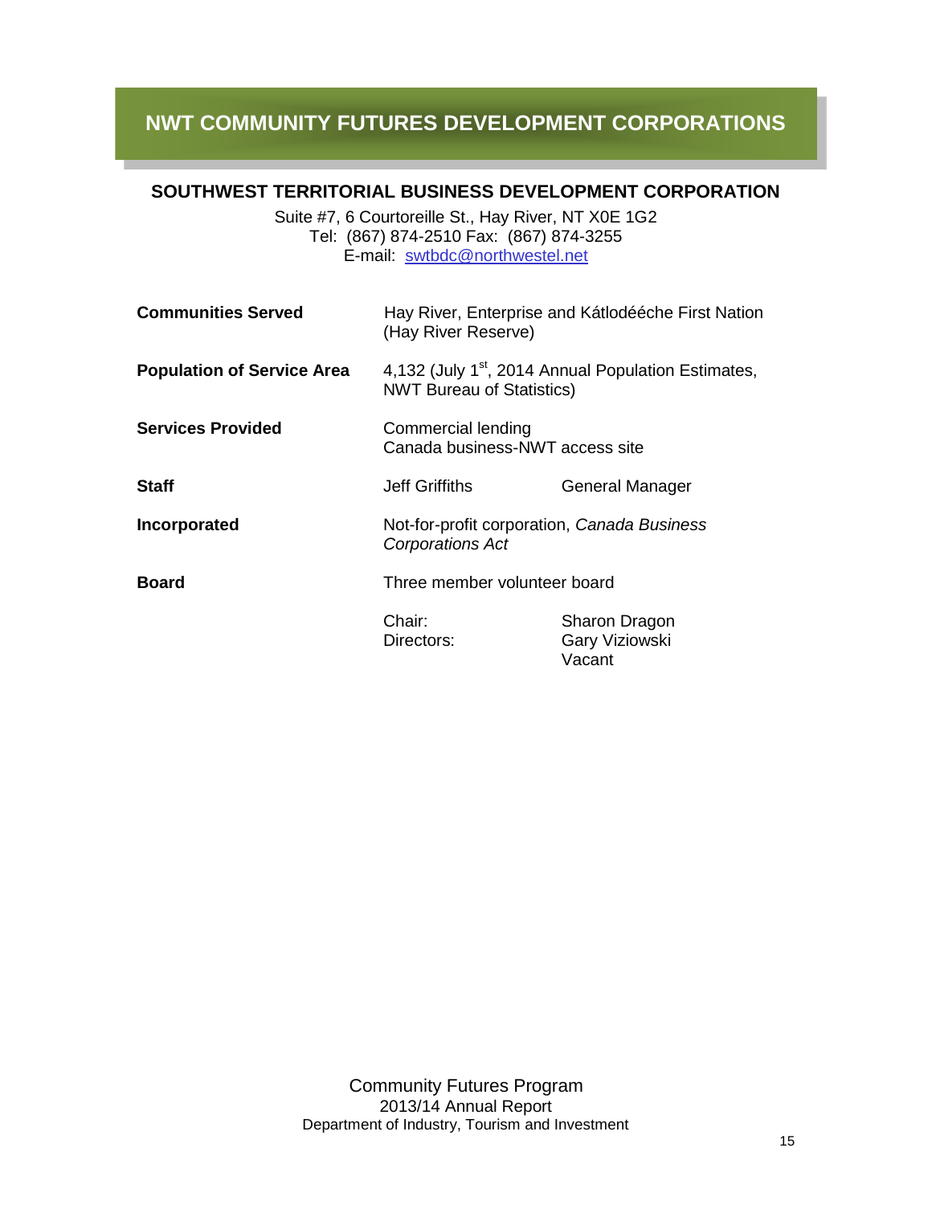# NWT COMMUNITY FUTURES DEVELOPMENT CORPORATIONS

## SOUTHWEST TERRITORIAL BUSINESS DEVELOPMENT CORPORATION

Suite #7, 6 Courtoreille St., Hay River, NT X0E 1G2
Tel: (867) 874-2510 Fax: (867) 874-3255
E-mail: swtbdc@northwestel.net

| | | |
|---|---|---|
| **Communities Served** | Hay River, Enterprise and Kátlodééche First Nation (Hay River Reserve) | |
| **Population of Service Area** | 4,132 (July 1st, 2014 Annual Population Estimates, NWT Bureau of Statistics) | |
| **Services Provided** | Commercial lending<br>Canada business-NWT access site | |
| **Staff** | Jeff Griffiths | General Manager |
| **Incorporated** | Not-for-profit corporation, *Canada Business Corporations Act* | |
| **Board** | Three member volunteer board | |
| | Chair: | Sharon Dragon |
| | Directors: | Gary Viziowski<br>Vacant |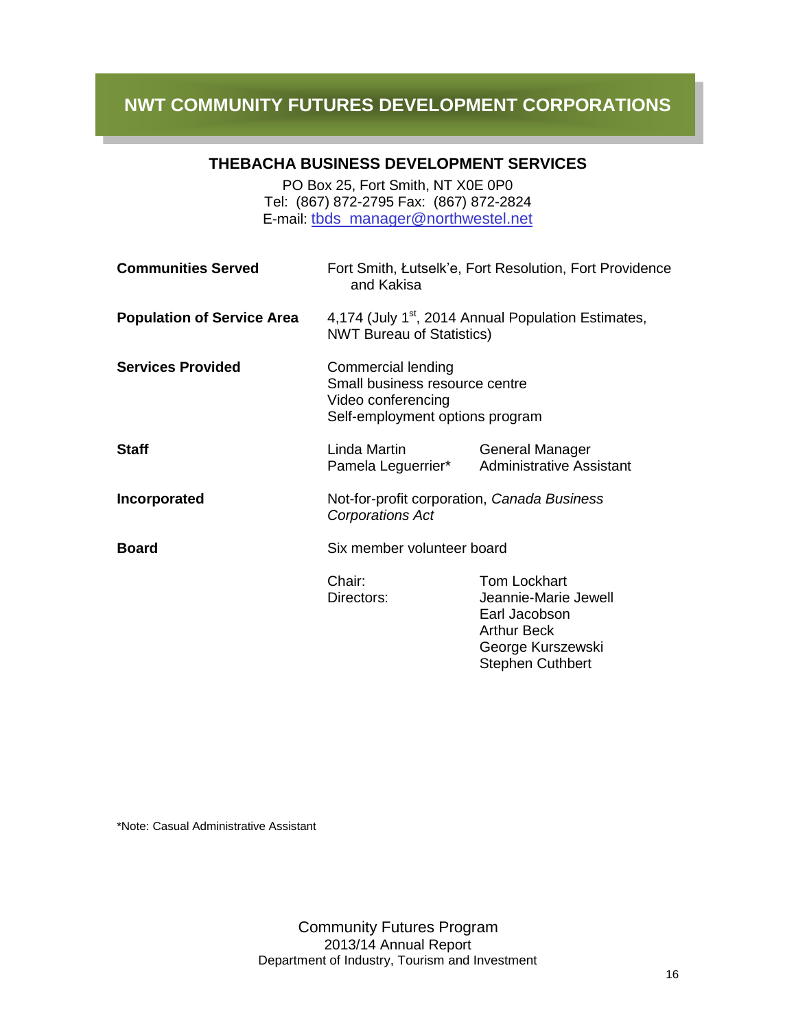# NWT COMMUNITY FUTURES DEVELOPMENT CORPORATIONS

## THEBACHA BUSINESS DEVELOPMENT SERVICES

PO Box 25, Fort Smith, NT X0E 0P0
Tel: (867) 872-2795 Fax: (867) 872-2824
E-mail: tbds_manager@northwestel.net

**Communities Served**
Fort Smith, Łutselk'e, Fort Resolution, Fort Providence and Kakisa

**Population of Service Area**
4,174 (July 1st, 2014 Annual Population Estimates, NWT Bureau of Statistics)

**Services Provided**
Commercial lending
Small business resource centre
Video conferencing
Self-employment options program

**Staff**

| Name | Position |
|---|---|
| Linda Martin | General Manager |
| Pamela Leguerrier* | Administrative Assistant |

**Incorporated**
Not-for-profit corporation, *Canada Business Corporations Act*

**Board**
Six member volunteer board

| Role | Name |
|---|---|
| Chair: | Tom Lockhart |
| Directors: | Jeannie-Marie Jewell |
| | Earl Jacobson |
| | Arthur Beck |
| | George Kurszewski |
| | Stephen Cuthbert |

*Note: Casual Administrative Assistant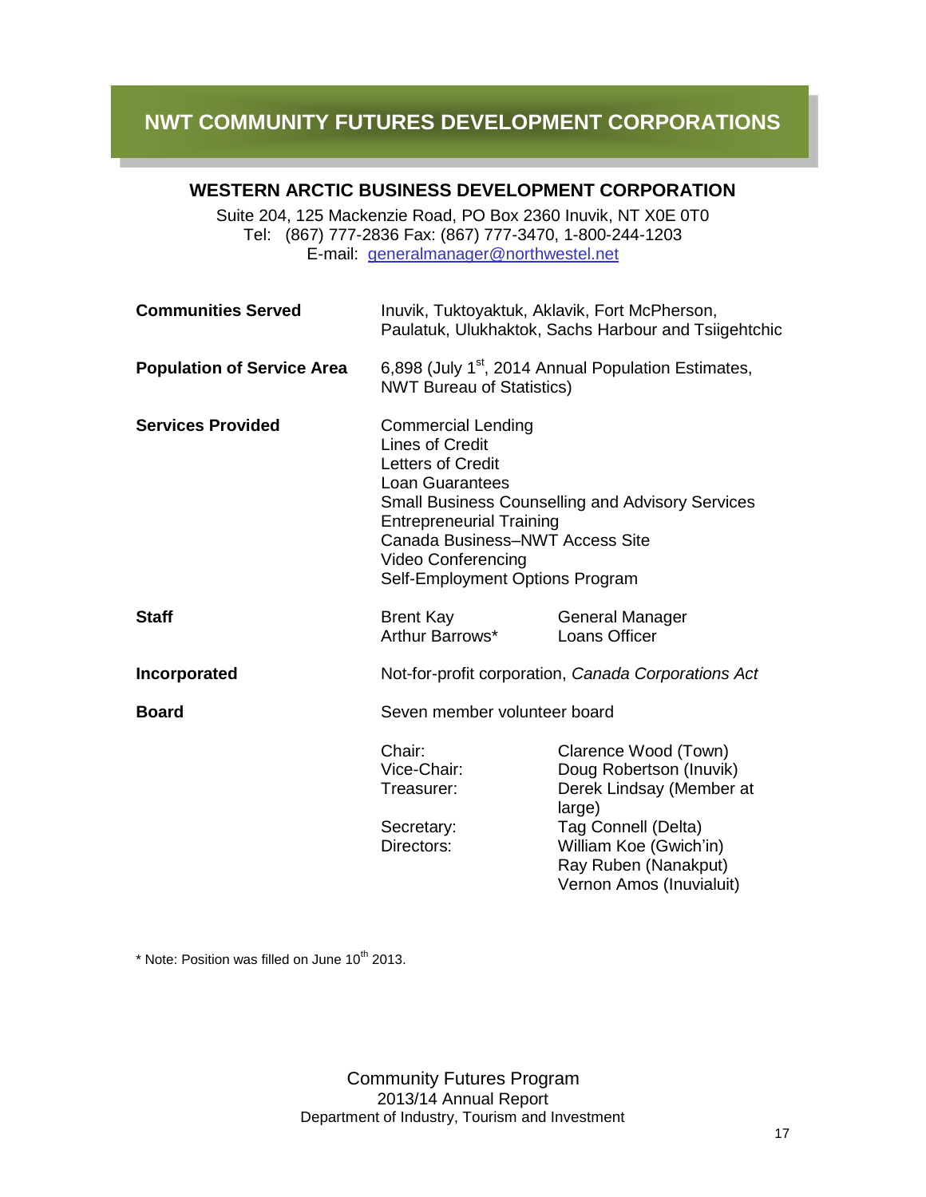# NWT COMMUNITY FUTURES DEVELOPMENT CORPORATIONS

## WESTERN ARCTIC BUSINESS DEVELOPMENT CORPORATION

Suite 204, 125 Mackenzie Road, PO Box 2360 Inuvik, NT X0E 0T0
Tel: (867) 777-2836 Fax: (867) 777-3470, 1-800-244-1203
E-mail: generalmanager@northwestel.net

**Communities Served**
Inuvik, Tuktoyaktuk, Aklavik, Fort McPherson, Paulatuk, Ulukhaktok, Sachs Harbour and Tsiigehtchic

**Population of Service Area**
6,898 (July 1st, 2014 Annual Population Estimates, NWT Bureau of Statistics)

**Services Provided**
Commercial Lending
Lines of Credit
Letters of Credit
Loan Guarantees
Small Business Counselling and Advisory Services
Entrepreneurial Training
Canada Business–NWT Access Site
Video Conferencing
Self-Employment Options Program

**Staff**

| | |
|---|---|
| Brent Kay | General Manager |
| Arthur Barrows* | Loans Officer |

**Incorporated**
Not-for-profit corporation, *Canada Corporations Act*

**Board**
Seven member volunteer board

| | |
|---|---|
| Chair: | Clarence Wood (Town) |
| Vice-Chair: | Doug Robertson (Inuvik) |
| Treasurer: | Derek Lindsay (Member at large) |
| Secretary: | Tag Connell (Delta) |
| Directors: | William Koe (Gwich'in) |
| | Ray Ruben (Nanakput) |
| | Vernon Amos (Inuvialuit) |

* Note: Position was filled on June 10th 2013.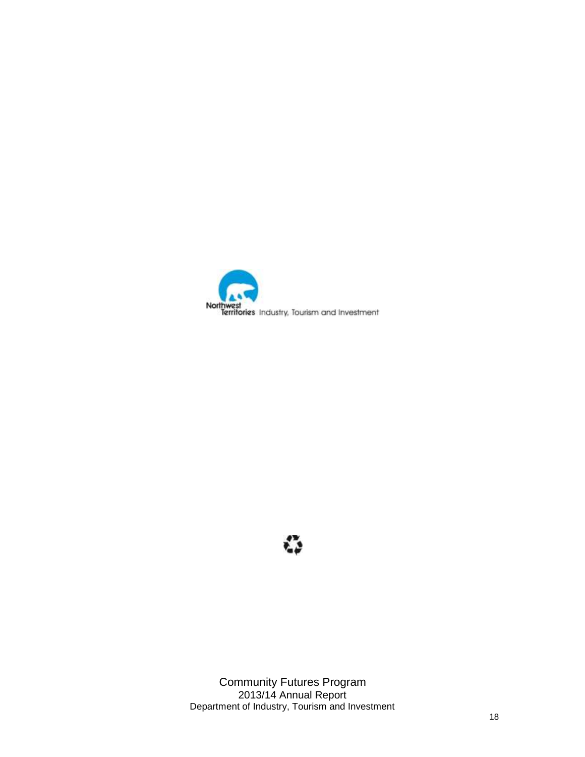Northwest Territories Industry, Tourism and Investment